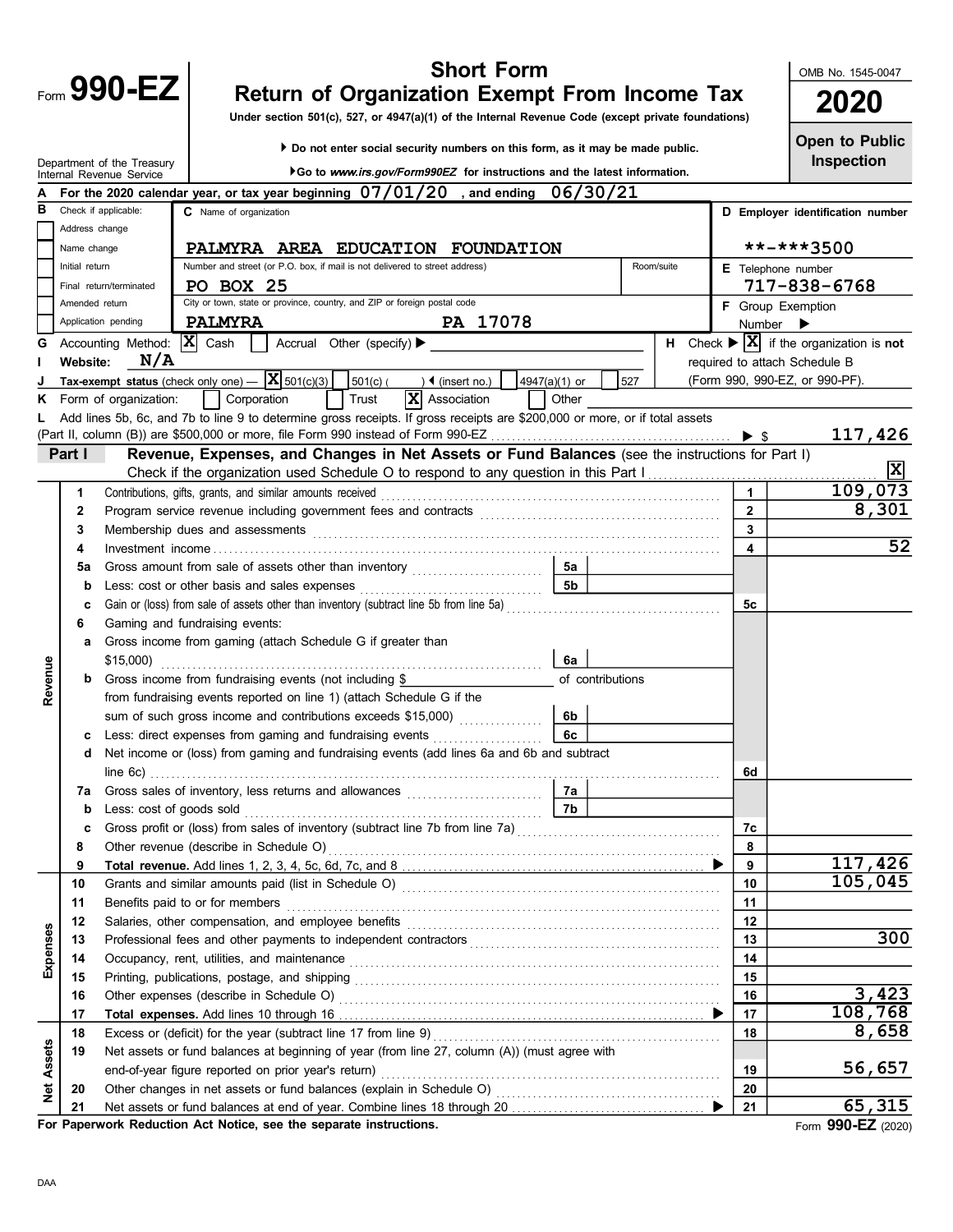# Form 990-EZ

## Short Form
## Return of Organization Exempt From Income Tax

**Under section 501(c), 527, or 4947(a)(1) of the Internal Revenue Code (except private foundations)**

▶ Do not enter social security numbers on this form, as it may be made public.

▶Go to *www.irs.gov/Form990EZ* for instructions and the latest information.

Department of the Treasury
Internal Revenue Service

OMB No. 1545-0047

**2020**

**Open to Public Inspection**

**A** For the 2020 calendar year, or tax year beginning 07/01/20 , and ending 06/30/21

| B Check if applicable: | C Name of organization | D Employer identification number |
|---|---|---|
| Address change | PALMYRA AREA EDUCATION FOUNDATION | **-***3500 |
| Name change | Number and street (or P.O. box, if mail is not delivered to street address) / Room/suite | E Telephone number |
| Initial return | PO BOX 25 | 717-838-6768 |
| Final return/terminated | City or town, state or province, country, and ZIP or foreign postal code | F Group Exemption Number ▶ |
| Amended return | PALMYRA PA 17078 | |
| Application pending | | |

**G** Accounting Method: [X] Cash [ ] Accrual Other (specify) ▶

**H** Check ▶ [X] if the organization is **not** required to attach Schedule B (Form 990, 990-EZ, or 990-PF).

**I** Website: N/A

**J** Tax-exempt status (check only one) — [X] 501(c)(3) [ ] 501(c) ( ) ◀ (insert no.) [ ] 4947(a)(1) or [ ] 527

**K** Form of organization: [ ] Corporation [ ] Trust [X] Association [ ] Other

**L** Add lines 5b, 6c, and 7b to line 9 to determine gross receipts. If gross receipts are $200,000 or more, or if total assets (Part II, column (B)) are $500,000 or more, file Form 990 instead of Form 990-EZ ▶ $ 117,426

## Part I — Revenue, Expenses, and Changes in Net Assets or Fund Balances (see the instructions for Part I)

Check if the organization used Schedule O to respond to any question in this Part I [X]

| Section | Line | Description | | | Line | Amount |
|---|---|---|---|---|---|---|
| Revenue | 1 | Contributions, gifts, grants, and similar amounts received | | | 1 | 109,073 |
| | 2 | Program service revenue including government fees and contracts | | | 2 | 8,301 |
| | 3 | Membership dues and assessments | | | 3 | |
| | 4 | Investment income | | | 4 | 52 |
| | 5a | Gross amount from sale of assets other than inventory | 5a | | | |
| | b | Less: cost or other basis and sales expenses | 5b | | | |
| | c | Gain or (loss) from sale of assets other than inventory (subtract line 5b from line 5a) | | | 5c | |
| | 6 | Gaming and fundraising events: | | | | |
| | a | Gross income from gaming (attach Schedule G if greater than $15,000) | 6a | | | |
| | b | Gross income from fundraising events (not including $ ______ of contributions from fundraising events reported on line 1) (attach Schedule G if the sum of such gross income and contributions exceeds $15,000) | 6b | | | |
| | c | Less: direct expenses from gaming and fundraising events | 6c | | | |
| | d | Net income or (loss) from gaming and fundraising events (add lines 6a and 6b and subtract line 6c) | | | 6d | |
| | 7a | Gross sales of inventory, less returns and allowances | 7a | | | |
| | b | Less: cost of goods sold | 7b | | | |
| | c | Gross profit or (loss) from sales of inventory (subtract line 7b from line 7a) | | | 7c | |
| | 8 | Other revenue (describe in Schedule O) | | | 8 | |
| | 9 | **Total revenue.** Add lines 1, 2, 3, 4, 5c, 6d, 7c, and 8 ▶ | | | 9 | 117,426 |
| Expenses | 10 | Grants and similar amounts paid (list in Schedule O) | | | 10 | 105,045 |
| | 11 | Benefits paid to or for members | | | 11 | |
| | 12 | Salaries, other compensation, and employee benefits | | | 12 | |
| | 13 | Professional fees and other payments to independent contractors | | | 13 | 300 |
| | 14 | Occupancy, rent, utilities, and maintenance | | | 14 | |
| | 15 | Printing, publications, postage, and shipping | | | 15 | |
| | 16 | Other expenses (describe in Schedule O) | | | 16 | 3,423 |
| | 17 | **Total expenses.** Add lines 10 through 16 ▶ | | | 17 | 108,768 |
| Net Assets | 18 | Excess or (deficit) for the year (subtract line 17 from line 9) | | | 18 | 8,658 |
| | 19 | Net assets or fund balances at beginning of year (from line 27, column (A)) (must agree with end-of-year figure reported on prior year's return) | | | 19 | 56,657 |
| | 20 | Other changes in net assets or fund balances (explain in Schedule O) | | | 20 | |
| | 21 | Net assets or fund balances at end of year. Combine lines 18 through 20 ▶ | | | 21 | 65,315 |

**For Paperwork Reduction Act Notice, see the separate instructions.**

Form **990-EZ** (2020)

DAA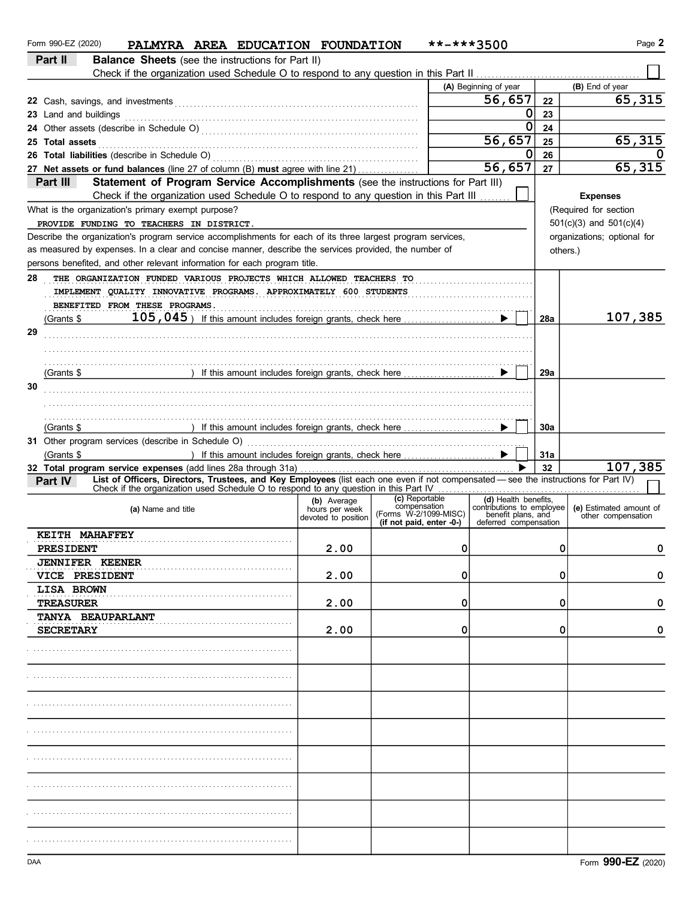Form 990-EZ (2020) **PALMYRA AREA EDUCATION FOUNDATION** **-***3500

## Part II Balance Sheets (see the instructions for Part II)

Check if the organization used Schedule O to respond to any question in this Part II ☐

| | (A) Beginning of year | | (B) End of year |
|---|---|---|---|
| 22 Cash, savings, and investments | 56,657 | 22 | 65,315 |
| 23 Land and buildings | 0 | 23 | |
| 24 Other assets (describe in Schedule O) | 0 | 24 | |
| 25 **Total assets** | 56,657 | 25 | 65,315 |
| 26 **Total liabilities** (describe in Schedule O) | 0 | 26 | 0 |
| 27 **Net assets or fund balances** (line 27 of column (B) **must** agree with line 21) | 56,657 | 27 | 65,315 |

## Part III Statement of Program Service Accomplishments (see the instructions for Part III)

Check if the organization used Schedule O to respond to any question in this Part III ☐

**Expenses** (Required for section 501(c)(3) and 501(c)(4) organizations; optional for others.)

What is the organization's primary exempt purpose?

PROVIDE FUNDING TO TEACHERS IN DISTRICT.

Describe the organization's program service accomplishments for each of its three largest program services, as measured by expenses. In a clear and concise manner, describe the services provided, the number of persons benefited, and other relevant information for each program title.

| | | | |
|---|---|---|---|
| 28 | THE ORGANIZATION FUNDED VARIOUS PROJECTS WHICH ALLOWED TEACHERS TO IMPLEMENT QUALITY INNOVATIVE PROGRAMS. APPROXIMATELY 600 STUDENTS BENEFITED FROM THESE PROGRAMS. (Grants $ 105,045 ) If this amount includes foreign grants, check here ☐ | 28a | 107,385 |
| 29 | (Grants $ ) If this amount includes foreign grants, check here ☐ | 29a | |
| 30 | (Grants $ ) If this amount includes foreign grants, check here ☐ | 30a | |
| 31 | Other program services (describe in Schedule O) (Grants $ ) If this amount includes foreign grants, check here ☐ | 31a | |
| 32 | **Total program service expenses** (add lines 28a through 31a) | 32 | 107,385 |

## Part IV List of Officers, Directors, Trustees, and Key Employees (list each one even if not compensated — see the instructions for Part IV)

Check if the organization used Schedule O to respond to any question in this Part IV ☐

| (a) Name and title | (b) Average hours per week devoted to position | (c) Reportable compensation (Forms W-2/1099-MISC) (if not paid, enter -0-) | (d) Health benefits, contributions to employee benefit plans, and deferred compensation | (e) Estimated amount of other compensation |
|---|---|---|---|---|
| KEITH MAHAFFEY<br>PRESIDENT | 2.00 | 0 | 0 | 0 |
| JENNIFER KEENER<br>VICE PRESIDENT | 2.00 | 0 | 0 | 0 |
| LISA BROWN<br>TREASURER | 2.00 | 0 | 0 | 0 |
| TANYA BEAUPARLANT<br>SECRETARY | 2.00 | 0 | 0 | 0 |

Form **990-EZ** (2020)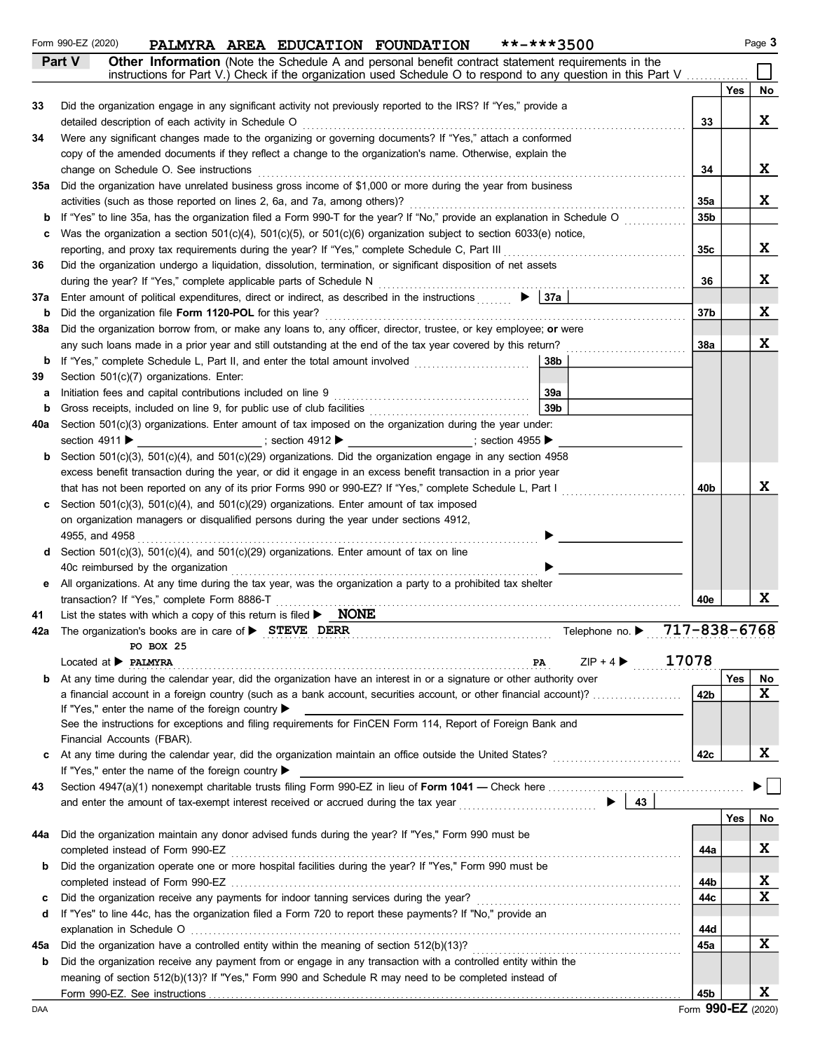Form 990-EZ (2020) **PALMYRA AREA EDUCATION FOUNDATION** **-***3500 Page **3**

## Part V Other Information

(Note the Schedule A and personal benefit contract statement requirements in the instructions for Part V.) Check if the organization used Schedule O to respond to any question in this Part V ☐

| | | | | Yes | No |
|---|---|---|---|---|---|
| 33 | Did the organization engage in any significant activity not previously reported to the IRS? If "Yes," provide a detailed description of each activity in Schedule O | | 33 | | X |
| 34 | Were any significant changes made to the organizing or governing documents? If "Yes," attach a conformed copy of the amended documents if they reflect a change to the organization's name. Otherwise, explain the change on Schedule O. See instructions | | 34 | | X |
| 35a | Did the organization have unrelated business gross income of $1,000 or more during the year from business activities (such as those reported on lines 2, 6a, and 7a, among others)? | | 35a | | X |
| b | If "Yes" to line 35a, has the organization filed a Form 990-T for the year? If "No," provide an explanation in Schedule O | | 35b | | |
| c | Was the organization a section 501(c)(4), 501(c)(5), or 501(c)(6) organization subject to section 6033(e) notice, reporting, and proxy tax requirements during the year? If "Yes," complete Schedule C, Part III | | 35c | | X |
| 36 | Did the organization undergo a liquidation, dissolution, termination, or significant disposition of net assets during the year? If "Yes," complete applicable parts of Schedule N | | 36 | | X |
| 37a | Enter amount of political expenditures, direct or indirect, as described in the instructions | 37a | | | |
| b | Did the organization file **Form 1120-POL** for this year? | | 37b | | X |
| 38a | Did the organization borrow from, or make any loans to, any officer, director, trustee, or key employee; **or** were any such loans made in a prior year and still outstanding at the end of the tax year covered by this return? | | 38a | | X |
| b | If "Yes," complete Schedule L, Part II, and enter the total amount involved | 38b | | | |
| 39 | Section 501(c)(7) organizations. Enter: | | | | |
| a | Initiation fees and capital contributions included on line 9 | 39a | | | |
| b | Gross receipts, included on line 9, for public use of club facilities | 39b | | | |
| 40a | Section 501(c)(3) organizations. Enter amount of tax imposed on the organization during the year under: section 4911 ▶ ______ ; section 4912 ▶ ______ ; section 4955 ▶ ______ | | | | |
| b | Section 501(c)(3), 501(c)(4), and 501(c)(29) organizations. Did the organization engage in any section 4958 excess benefit transaction during the year, or did it engage in an excess benefit transaction in a prior year that has not been reported on any of its prior Forms 990 or 990-EZ? If "Yes," complete Schedule L, Part I | | 40b | | X |
| c | Section 501(c)(3), 501(c)(4), and 501(c)(29) organizations. Enter amount of tax imposed on organization managers or disqualified persons during the year under sections 4912, 4955, and 4958 ▶ | | | | |
| d | Section 501(c)(3), 501(c)(4), and 501(c)(29) organizations. Enter amount of tax on line 40c reimbursed by the organization ▶ | | | | |
| e | All organizations. At any time during the tax year, was the organization a party to a prohibited tax shelter transaction? If "Yes," complete Form 8886-T | | 40e | | X |

41 List the states with which a copy of this return is filed ▶ **NONE**

42a The organization's books are in care of ▶ **STEVE DERR** Telephone no. ▶ **717-838-6768**

Located at ▶ **PO BOX 25 PALMYRA PA** ZIP + 4 ▶ **17078**

| | | | Yes | No |
|---|---|---|---|---|
| b | At any time during the calendar year, did the organization have an interest in or a signature or other authority over a financial account in a foreign country (such as a bank account, securities account, or other financial account)? If "Yes," enter the name of the foreign country ▶ See the instructions for exceptions and filing requirements for FinCEN Form 114, Report of Foreign Bank and Financial Accounts (FBAR). | 42b | | X |
| c | At any time during the calendar year, did the organization maintain an office outside the United States? If "Yes," enter the name of the foreign country ▶ | 42c | | X |

43 Section 4947(a)(1) nonexempt charitable trusts filing Form 990-EZ in lieu of **Form 1041** — Check here ▶ ☐ and enter the amount of tax-exempt interest received or accrued during the tax year ▶ 43

| | | | Yes | No |
|---|---|---|---|---|
| 44a | Did the organization maintain any donor advised funds during the year? If "Yes," Form 990 must be completed instead of Form 990-EZ | 44a | | X |
| b | Did the organization operate one or more hospital facilities during the year? If "Yes," Form 990 must be completed instead of Form 990-EZ | 44b | | X |
| c | Did the organization receive any payments for indoor tanning services during the year? | 44c | | X |
| d | If "Yes" to line 44c, has the organization filed a Form 720 to report these payments? If "No," provide an explanation in Schedule O | 44d | | |
| 45a | Did the organization have a controlled entity within the meaning of section 512(b)(13)? | 45a | | X |
| b | Did the organization receive any payment from or engage in any transaction with a controlled entity within the meaning of section 512(b)(13)? If "Yes," Form 990 and Schedule R may need to be completed instead of Form 990-EZ. See instructions | 45b | | X |

DAA Form **990-EZ** (2020)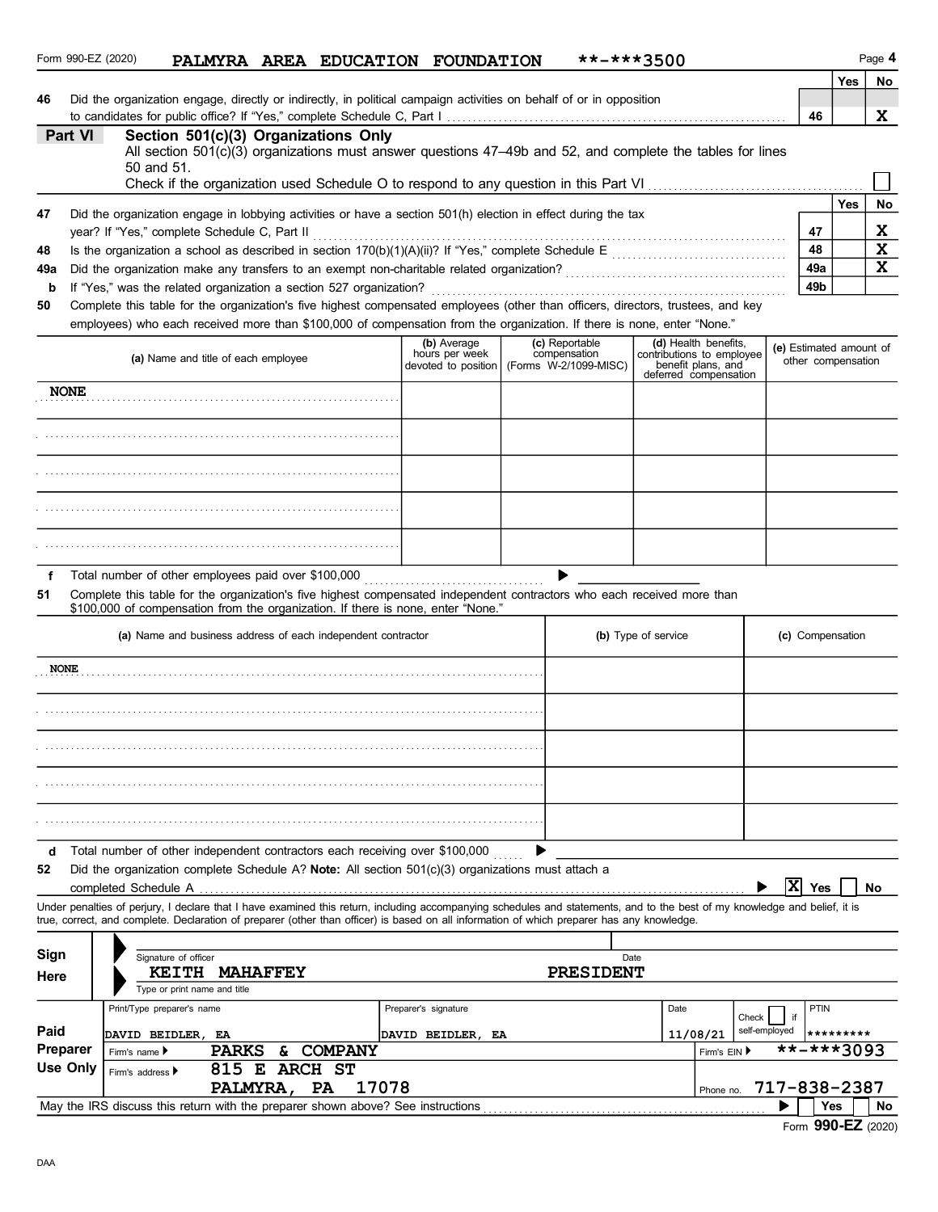Form 990-EZ (2020) **PALMYRA AREA EDUCATION FOUNDATION** **-***3500

| | | | Yes | No |
|---|---|---|---|---|
| **46** | Did the organization engage, directly or indirectly, in political campaign activities on behalf of or in opposition to candidates for public office? If "Yes," complete Schedule C, Part I | 46 | | X |

## Part VI Section 501(c)(3) Organizations Only

All section 501(c)(3) organizations must answer questions 47–49b and 52, and complete the tables for lines 50 and 51.

Check if the organization used Schedule O to respond to any question in this Part VI ☐

| | | | Yes | No |
|---|---|---|---|---|
| **47** | Did the organization engage in lobbying activities or have a section 501(h) election in effect during the tax year? If "Yes," complete Schedule C, Part II | 47 | | X |
| **48** | Is the organization a school as described in section 170(b)(1)(A)(ii)? If "Yes," complete Schedule E | 48 | | X |
| **49a** | Did the organization make any transfers to an exempt non-charitable related organization? | 49a | | X |
| **b** | If "Yes," was the related organization a section 527 organization? | 49b | | |

**50** Complete this table for the organization's five highest compensated employees (other than officers, directors, trustees, and key employees) who each received more than $100,000 of compensation from the organization. If there is none, enter "None."

| (a) Name and title of each employee | (b) Average hours per week devoted to position | (c) Reportable compensation (Forms W-2/1099-MISC) | (d) Health benefits, contributions to employee benefit plans, and deferred compensation | (e) Estimated amount of other compensation |
|---|---|---|---|---|
| NONE | | | | |
| | | | | |
| | | | | |
| | | | | |
| | | | | |

**f** Total number of other employees paid over $100,000 ▶

**51** Complete this table for the organization's five highest compensated independent contractors who each received more than $100,000 of compensation from the organization. If there is none, enter "None."

| (a) Name and business address of each independent contractor | (b) Type of service | (c) Compensation |
|---|---|---|
| NONE | | |
| | | |
| | | |
| | | |
| | | |

**d** Total number of other independent contractors each receiving over $100,000 ▶

**52** Did the organization complete Schedule A? **Note:** All section 501(c)(3) organizations must attach a completed Schedule A ▶ ☒ Yes ☐ No

Under penalties of perjury, I declare that I have examined this return, including accompanying schedules and statements, and to the best of my knowledge and belief, it is true, correct, and complete. Declaration of preparer (other than officer) is based on all information of which preparer has any knowledge.

| | | |
|---|---|---|
| **Sign Here** | Signature of officer | Date |
| | KEITH MAHAFFEY PRESIDENT | |
| | Type or print name and title | |

| | Print/Type preparer's name | Preparer's signature | Date | Check ☐ if self-employed | PTIN |
|---|---|---|---|---|---|
| **Paid Preparer Use Only** | DAVID BEIDLER, EA | DAVID BEIDLER, EA | 11/08/21 | | ********* |
| | Firm's name ▶ PARKS & COMPANY | | | Firm's EIN ▶ | **-***3093 |
| | Firm's address ▶ 815 E ARCH ST PALMYRA, PA 17078 | | | Phone no. | 717-838-2387 |

May the IRS discuss this return with the preparer shown above? See instructions ▶ ☐ Yes ☐ No

Form **990-EZ** (2020)

DAA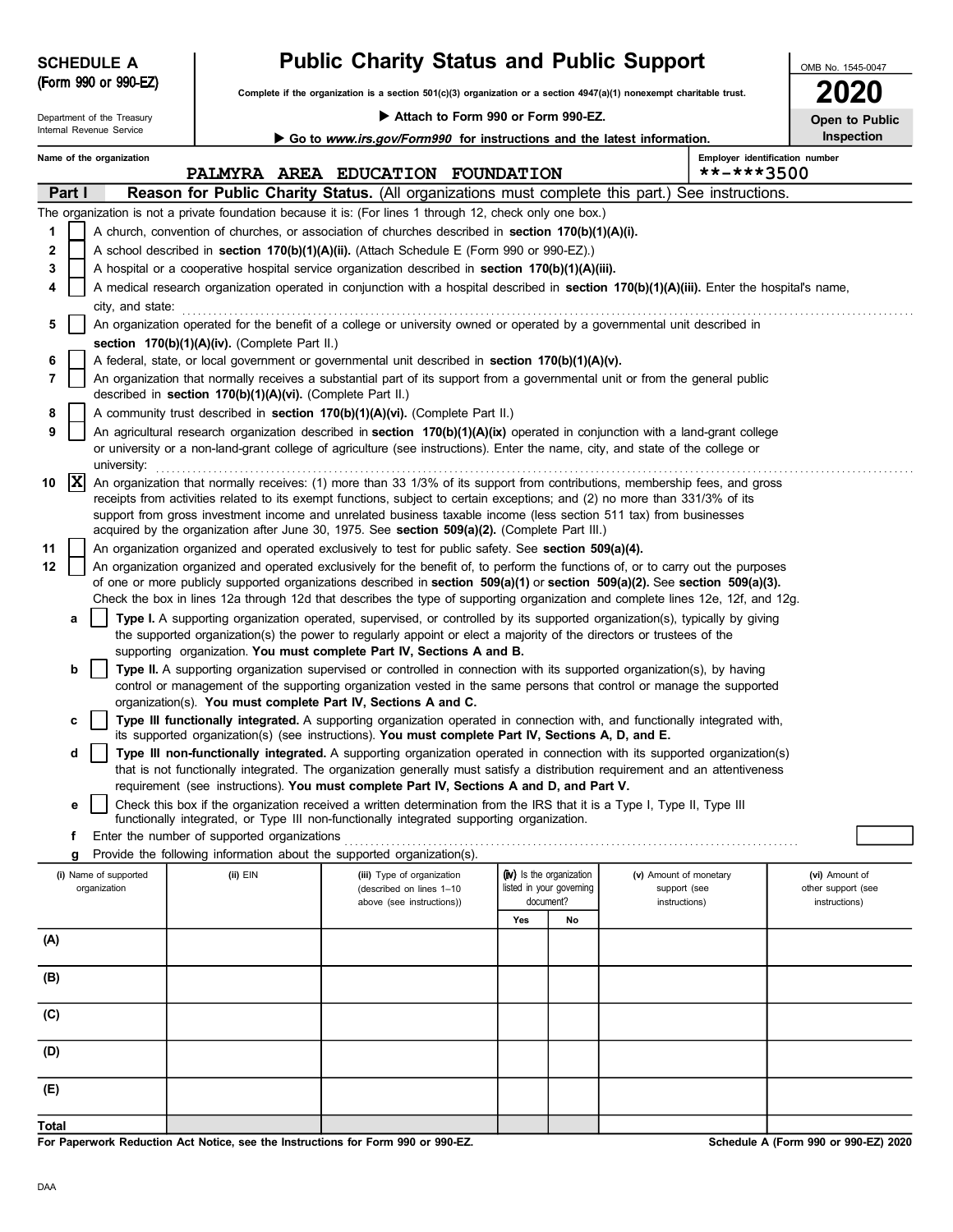**SCHEDULE A (Form 990 or 990-EZ)**

Department of the Treasury
Internal Revenue Service

# Public Charity Status and Public Support

**Complete if the organization is a section 501(c)(3) organization or a section 4947(a)(1) nonexempt charitable trust.**

▶ **Attach to Form 990 or Form 990-EZ.**

▶ **Go to *www.irs.gov/Form990* for instructions and the latest information.**

OMB No. 1545-0047

**2020**

**Open to Public Inspection**

Name of the organization: PALMYRA AREA EDUCATION FOUNDATION

Employer identification number: **-***3500

**Part I — Reason for Public Charity Status.** (All organizations must complete this part.) See instructions.

The organization is not a private foundation because it is: (For lines 1 through 12, check only one box.)

1. ☐ A church, convention of churches, or association of churches described in **section 170(b)(1)(A)(i).**
2. ☐ A school described in **section 170(b)(1)(A)(ii).** (Attach Schedule E (Form 990 or 990-EZ).)
3. ☐ A hospital or a cooperative hospital service organization described in **section 170(b)(1)(A)(iii).**
4. ☐ A medical research organization operated in conjunction with a hospital described in **section 170(b)(1)(A)(iii).** Enter the hospital's name, city, and state:
5. ☐ An organization operated for the benefit of a college or university owned or operated by a governmental unit described in **section 170(b)(1)(A)(iv).** (Complete Part II.)
6. ☐ A federal, state, or local government or governmental unit described in **section 170(b)(1)(A)(v).**
7. ☐ An organization that normally receives a substantial part of its support from a governmental unit or from the general public described in **section 170(b)(1)(A)(vi).** (Complete Part II.)
8. ☐ A community trust described in **section 170(b)(1)(A)(vi).** (Complete Part II.)
9. ☐ An agricultural research organization described in **section 170(b)(1)(A)(ix)** operated in conjunction with a land-grant college or university or a non-land-grant college of agriculture (see instructions). Enter the name, city, and state of the college or university:
10. ☒ An organization that normally receives: (1) more than 33 1/3% of its support from contributions, membership fees, and gross receipts from activities related to its exempt functions, subject to certain exceptions; and (2) no more than 331/3% of its support from gross investment income and unrelated business taxable income (less section 511 tax) from businesses acquired by the organization after June 30, 1975. See **section 509(a)(2).** (Complete Part III.)
11. ☐ An organization organized and operated exclusively to test for public safety. See **section 509(a)(4).**
12. ☐ An organization organized and operated exclusively for the benefit of, to perform the functions of, or to carry out the purposes of one or more publicly supported organizations described in **section 509(a)(1)** or **section 509(a)(2).** See **section 509(a)(3).** Check the box in lines 12a through 12d that describes the type of supporting organization and complete lines 12e, 12f, and 12g.
   - **a** ☐ **Type I.** A supporting organization operated, supervised, or controlled by its supported organization(s), typically by giving the supported organization(s) the power to regularly appoint or elect a majority of the directors or trustees of the supporting organization. **You must complete Part IV, Sections A and B.**
   - **b** ☐ **Type II.** A supporting organization supervised or controlled in connection with its supported organization(s), by having control or management of the supporting organization vested in the same persons that control or manage the supported organization(s). **You must complete Part IV, Sections A and C.**
   - **c** ☐ **Type III functionally integrated.** A supporting organization operated in connection with, and functionally integrated with, its supported organization(s) (see instructions). **You must complete Part IV, Sections A, D, and E.**
   - **d** ☐ **Type III non-functionally integrated.** A supporting organization operated in connection with its supported organization(s) that is not functionally integrated. The organization generally must satisfy a distribution requirement and an attentiveness requirement (see instructions). **You must complete Part IV, Sections A and D, and Part V.**
   - **e** ☐ Check this box if the organization received a written determination from the IRS that it is a Type I, Type II, Type III functionally integrated, or Type III non-functionally integrated supporting organization.
   - **f** Enter the number of supported organizations
   - **g** Provide the following information about the supported organization(s).

| (i) Name of supported organization | (ii) EIN | (iii) Type of organization (described on lines 1–10 above (see instructions)) | (iv) Is the organization listed in your governing document? Yes | No | (v) Amount of monetary support (see instructions) | (vi) Amount of other support (see instructions) |
|---|---|---|---|---|---|---|
| (A) | | | | | | |
| (B) | | | | | | |
| (C) | | | | | | |
| (D) | | | | | | |
| (E) | | | | | | |
| **Total** | | | | | | |

**For Paperwork Reduction Act Notice, see the Instructions for Form 990 or 990-EZ.**

**Schedule A (Form 990 or 990-EZ) 2020**

DAA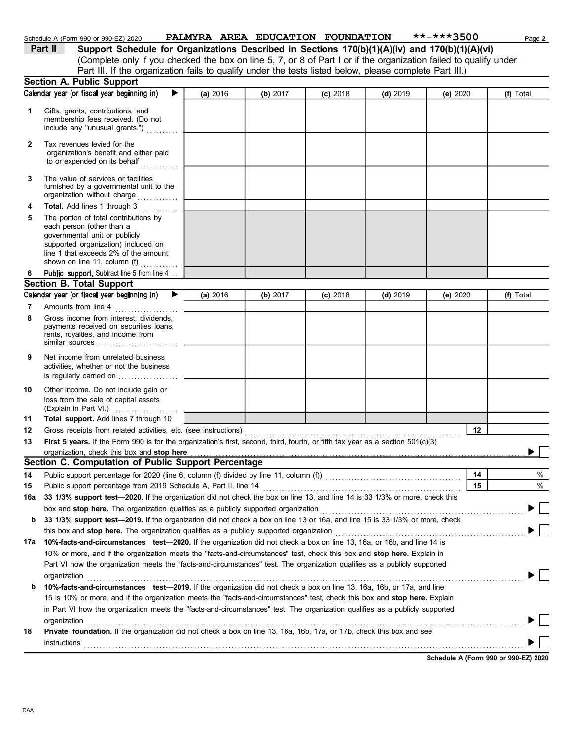Schedule A (Form 990 or 990-EZ) 2020 **PALMYRA AREA EDUCATION FOUNDATION** **-***3500 Page 2

## Part II Support Schedule for Organizations Described in Sections 170(b)(1)(A)(iv) and 170(b)(1)(A)(vi)

(Complete only if you checked the box on line 5, 7, or 8 of Part I or if the organization failed to qualify under Part III. If the organization fails to qualify under the tests listed below, please complete Part III.)

### Section A. Public Support

| Calendar year (or fiscal year beginning in) ▶ | (a) 2016 | (b) 2017 | (c) 2018 | (d) 2019 | (e) 2020 | (f) Total |
|---|---|---|---|---|---|---|
| **1** Gifts, grants, contributions, and membership fees received. (Do not include any "unusual grants.") | | | | | | |
| **2** Tax revenues levied for the organization's benefit and either paid to or expended on its behalf | | | | | | |
| **3** The value of services or facilities furnished by a governmental unit to the organization without charge | | | | | | |
| **4** **Total.** Add lines 1 through 3 | | | | | | |
| **5** The portion of total contributions by each person (other than a governmental unit or publicly supported organization) included on line 1 that exceeds 2% of the amount shown on line 11, column (f) | | | | | | |
| **6** **Public support.** Subtract line 5 from line 4 | | | | | | |

### Section B. Total Support

| Calendar year (or fiscal year beginning in) ▶ | (a) 2016 | (b) 2017 | (c) 2018 | (d) 2019 | (e) 2020 | (f) Total |
|---|---|---|---|---|---|---|
| **7** Amounts from line 4 | | | | | | |
| **8** Gross income from interest, dividends, payments received on securities loans, rents, royalties, and income from similar sources | | | | | | |
| **9** Net income from unrelated business activities, whether or not the business is regularly carried on | | | | | | |
| **10** Other income. Do not include gain or loss from the sale of capital assets (Explain in Part VI.) | | | | | | |
| **11** **Total support.** Add lines 7 through 10 | | | | | | |

**12** Gross receipts from related activities, etc. (see instructions) **12**

**13** **First 5 years.** If the Form 990 is for the organization's first, second, third, fourth, or fifth tax year as a section 501(c)(3) organization, check this box and **stop here** ▶ ☐

### Section C. Computation of Public Support Percentage

**14** Public support percentage for 2020 (line 6, column (f) divided by line 11, column (f)) **14** %

**15** Public support percentage from 2019 Schedule A, Part II, line 14 **15** %

**16a** **33 1/3% support test—2020.** If the organization did not check the box on line 13, and line 14 is 33 1/3% or more, check this box and **stop here.** The organization qualifies as a publicly supported organization ▶ ☐

**b** **33 1/3% support test—2019.** If the organization did not check a box on line 13 or 16a, and line 15 is 33 1/3% or more, check this box and **stop here.** The organization qualifies as a publicly supported organization ▶ ☐

**17a** **10%-facts-and-circumstances test—2020.** If the organization did not check a box on line 13, 16a, or 16b, and line 14 is 10% or more, and if the organization meets the "facts-and-circumstances" test, check this box and **stop here.** Explain in Part VI how the organization meets the "facts-and-circumstances" test. The organization qualifies as a publicly supported organization ▶ ☐

**b** **10%-facts-and-circumstances test—2019.** If the organization did not check a box on line 13, 16a, 16b, or 17a, and line 15 is 10% or more, and if the organization meets the "facts-and-circumstances" test, check this box and **stop here.** Explain in Part VI how the organization meets the "facts-and-circumstances" test. The organization qualifies as a publicly supported organization ▶ ☐

**18** **Private foundation.** If the organization did not check a box on line 13, 16a, 16b, 17a, or 17b, check this box and see instructions ▶ ☐

**Schedule A (Form 990 or 990-EZ) 2020**

DAA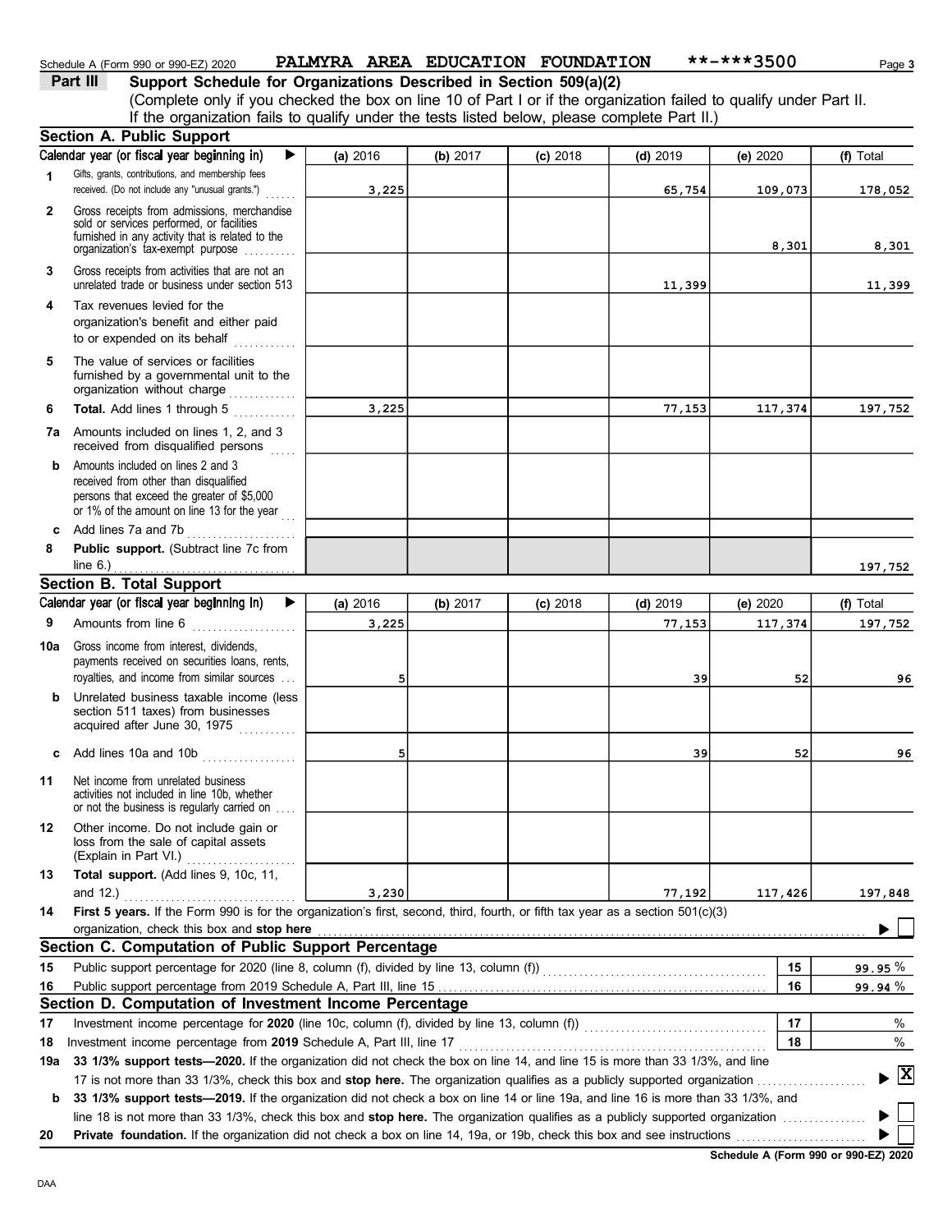Schedule A (Form 990 or 990-EZ) 2020 PALMYRA AREA EDUCATION FOUNDATION **-***3500

## Part III Support Schedule for Organizations Described in Section 509(a)(2)

(Complete only if you checked the box on line 10 of Part I or if the organization failed to qualify under Part II. If the organization fails to qualify under the tests listed below, please complete Part II.)

### Section A. Public Support

| Calendar year (or fiscal year beginning in) | (a) 2016 | (b) 2017 | (c) 2018 | (d) 2019 | (e) 2020 | (f) Total |
|---|---|---|---|---|---|---|
| 1 Gifts, grants, contributions, and membership fees received. (Do not include any "unusual grants.") | 3,225 | | | 65,754 | 109,073 | 178,052 |
| 2 Gross receipts from admissions, merchandise sold or services performed, or facilities furnished in any activity that is related to the organization's tax-exempt purpose | | | | | 8,301 | 8,301 |
| 3 Gross receipts from activities that are not an unrelated trade or business under section 513 | | | | 11,399 | | 11,399 |
| 4 Tax revenues levied for the organization's benefit and either paid to or expended on its behalf | | | | | | |
| 5 The value of services or facilities furnished by a governmental unit to the organization without charge | | | | | | |
| 6 **Total.** Add lines 1 through 5 | 3,225 | | | 77,153 | 117,374 | 197,752 |
| 7a Amounts included on lines 1, 2, and 3 received from disqualified persons | | | | | | |
| b Amounts included on lines 2 and 3 received from other than disqualified persons that exceed the greater of $5,000 or 1% of the amount on line 13 for the year | | | | | | |
| c Add lines 7a and 7b | | | | | | |
| 8 **Public support.** (Subtract line 7c from line 6.) | | | | | | 197,752 |

### Section B. Total Support

| Calendar year (or fiscal year beginning in) | (a) 2016 | (b) 2017 | (c) 2018 | (d) 2019 | (e) 2020 | (f) Total |
|---|---|---|---|---|---|---|
| 9 Amounts from line 6 | 3,225 | | | 77,153 | 117,374 | 197,752 |
| 10a Gross income from interest, dividends, payments received on securities loans, rents, royalties, and income from similar sources | 5 | | | 39 | 52 | 96 |
| b Unrelated business taxable income (less section 511 taxes) from businesses acquired after June 30, 1975 | | | | | | |
| c Add lines 10a and 10b | 5 | | | 39 | 52 | 96 |
| 11 Net income from unrelated business activities not included in line 10b, whether or not the business is regularly carried on | | | | | | |
| 12 Other income. Do not include gain or loss from the sale of capital assets (Explain in Part VI.) | | | | | | |
| 13 **Total support.** (Add lines 9, 10c, 11, and 12.) | 3,230 | | | 77,192 | 117,426 | 197,848 |

14 **First 5 years.** If the Form 990 is for the organization's first, second, third, fourth, or fifth tax year as a section 501(c)(3) organization, check this box and **stop here** ☐

### Section C. Computation of Public Support Percentage

| | | | |
|---|---|---|---|
| 15 | Public support percentage for 2020 (line 8, column (f), divided by line 13, column (f)) | 15 | 99.95 % |
| 16 | Public support percentage from 2019 Schedule A, Part III, line 15 | 16 | 99.94 % |

### Section D. Computation of Investment Income Percentage

| | | | |
|---|---|---|---|
| 17 | Investment income percentage for **2020** (line 10c, column (f), divided by line 13, column (f)) | 17 | % |
| 18 | Investment income percentage from **2019** Schedule A, Part III, line 17 | 18 | % |

19a **33 1/3% support tests—2020.** If the organization did not check the box on line 14, and line 15 is more than 33 1/3%, and line 17 is not more than 33 1/3%, check this box and **stop here.** The organization qualifies as a publicly supported organization ☒

b **33 1/3% support tests—2019.** If the organization did not check a box on line 14 or line 19a, and line 16 is more than 33 1/3%, and line 18 is not more than 33 1/3%, check this box and **stop here.** The organization qualifies as a publicly supported organization ☐

20 **Private foundation.** If the organization did not check a box on line 14, 19a, or 19b, check this box and see instructions ☐

**Schedule A (Form 990 or 990-EZ) 2020**

DAA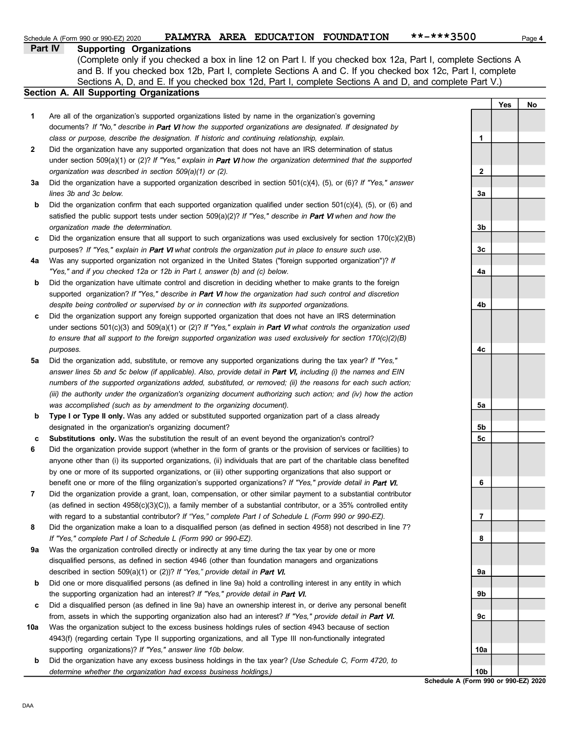Schedule A (Form 990 or 990-EZ) 2020 PALMYRA AREA EDUCATION FOUNDATION **-***3500 Page 4

## Part IV Supporting Organizations

(Complete only if you checked a box in line 12 on Part I. If you checked box 12a, Part I, complete Sections A and B. If you checked box 12b, Part I, complete Sections A and C. If you checked box 12c, Part I, complete Sections A, D, and E. If you checked box 12d, Part I, complete Sections A and D, and complete Part V.)

### Section A. All Supporting Organizations

| | | | Yes | No |
|---|---|---|---|---|
| **1** | Are all of the organization's supported organizations listed by name in the organization's governing documents? *If "No," describe in **Part VI** how the supported organizations are designated. If designated by class or purpose, describe the designation. If historic and continuing relationship, explain.* | 1 | | |
| **2** | Did the organization have any supported organization that does not have an IRS determination of status under section 509(a)(1) or (2)? *If "Yes," explain in **Part VI** how the organization determined that the supported organization was described in section 509(a)(1) or (2).* | 2 | | |
| **3a** | Did the organization have a supported organization described in section 501(c)(4), (5), or (6)? *If "Yes," answer lines 3b and 3c below.* | 3a | | |
| **b** | Did the organization confirm that each supported organization qualified under section 501(c)(4), (5), or (6) and satisfied the public support tests under section 509(a)(2)? *If "Yes," describe in **Part VI** when and how the organization made the determination.* | 3b | | |
| **c** | Did the organization ensure that all support to such organizations was used exclusively for section 170(c)(2)(B) purposes? *If "Yes," explain in **Part VI** what controls the organization put in place to ensure such use.* | 3c | | |
| **4a** | Was any supported organization not organized in the United States ("foreign supported organization")? *If "Yes," and if you checked 12a or 12b in Part I, answer (b) and (c) below.* | 4a | | |
| **b** | Did the organization have ultimate control and discretion in deciding whether to make grants to the foreign supported organization? *If "Yes," describe in **Part VI** how the organization had such control and discretion despite being controlled or supervised by or in connection with its supported organizations.* | 4b | | |
| **c** | Did the organization support any foreign supported organization that does not have an IRS determination under sections 501(c)(3) and 509(a)(1) or (2)? *If "Yes," explain in **Part VI** what controls the organization used to ensure that all support to the foreign supported organization was used exclusively for section 170(c)(2)(B) purposes.* | 4c | | |
| **5a** | Did the organization add, substitute, or remove any supported organizations during the tax year? *If "Yes," answer lines 5b and 5c below (if applicable). Also, provide detail in **Part VI,** including (i) the names and EIN numbers of the supported organizations added, substituted, or removed; (ii) the reasons for each such action; (iii) the authority under the organization's organizing document authorizing such action; and (iv) how the action was accomplished (such as by amendment to the organizing document).* | 5a | | |
| **b** | **Type I or Type II only.** Was any added or substituted supported organization part of a class already designated in the organization's organizing document? | 5b | | |
| **c** | **Substitutions only.** Was the substitution the result of an event beyond the organization's control? | 5c | | |
| **6** | Did the organization provide support (whether in the form of grants or the provision of services or facilities) to anyone other than (i) its supported organizations, (ii) individuals that are part of the charitable class benefited by one or more of its supported organizations, or (iii) other supporting organizations that also support or benefit one or more of the filing organization's supported organizations? *If "Yes," provide detail in **Part VI.*** | 6 | | |
| **7** | Did the organization provide a grant, loan, compensation, or other similar payment to a substantial contributor (as defined in section 4958(c)(3)(C)), a family member of a substantial contributor, or a 35% controlled entity with regard to a substantial contributor? *If "Yes," complete Part I of Schedule L (Form 990 or 990-EZ).* | 7 | | |
| **8** | Did the organization make a loan to a disqualified person (as defined in section 4958) not described in line 7? *If "Yes," complete Part I of Schedule L (Form 990 or 990-EZ).* | 8 | | |
| **9a** | Was the organization controlled directly or indirectly at any time during the tax year by one or more disqualified persons, as defined in section 4946 (other than foundation managers and organizations described in section 509(a)(1) or (2))? *If "Yes," provide detail in **Part VI.*** | 9a | | |
| **b** | Did one or more disqualified persons (as defined in line 9a) hold a controlling interest in any entity in which the supporting organization had an interest? *If "Yes," provide detail in **Part VI.*** | 9b | | |
| **c** | Did a disqualified person (as defined in line 9a) have an ownership interest in, or derive any personal benefit from, assets in which the supporting organization also had an interest? *If "Yes," provide detail in **Part VI.*** | 9c | | |
| **10a** | Was the organization subject to the excess business holdings rules of section 4943 because of section 4943(f) (regarding certain Type II supporting organizations, and all Type III non-functionally integrated supporting organizations)? *If "Yes," answer line 10b below.* | 10a | | |
| **b** | Did the organization have any excess business holdings in the tax year? *(Use Schedule C, Form 4720, to determine whether the organization had excess business holdings.)* | 10b | | |

**Schedule A (Form 990 or 990-EZ) 2020**

DAA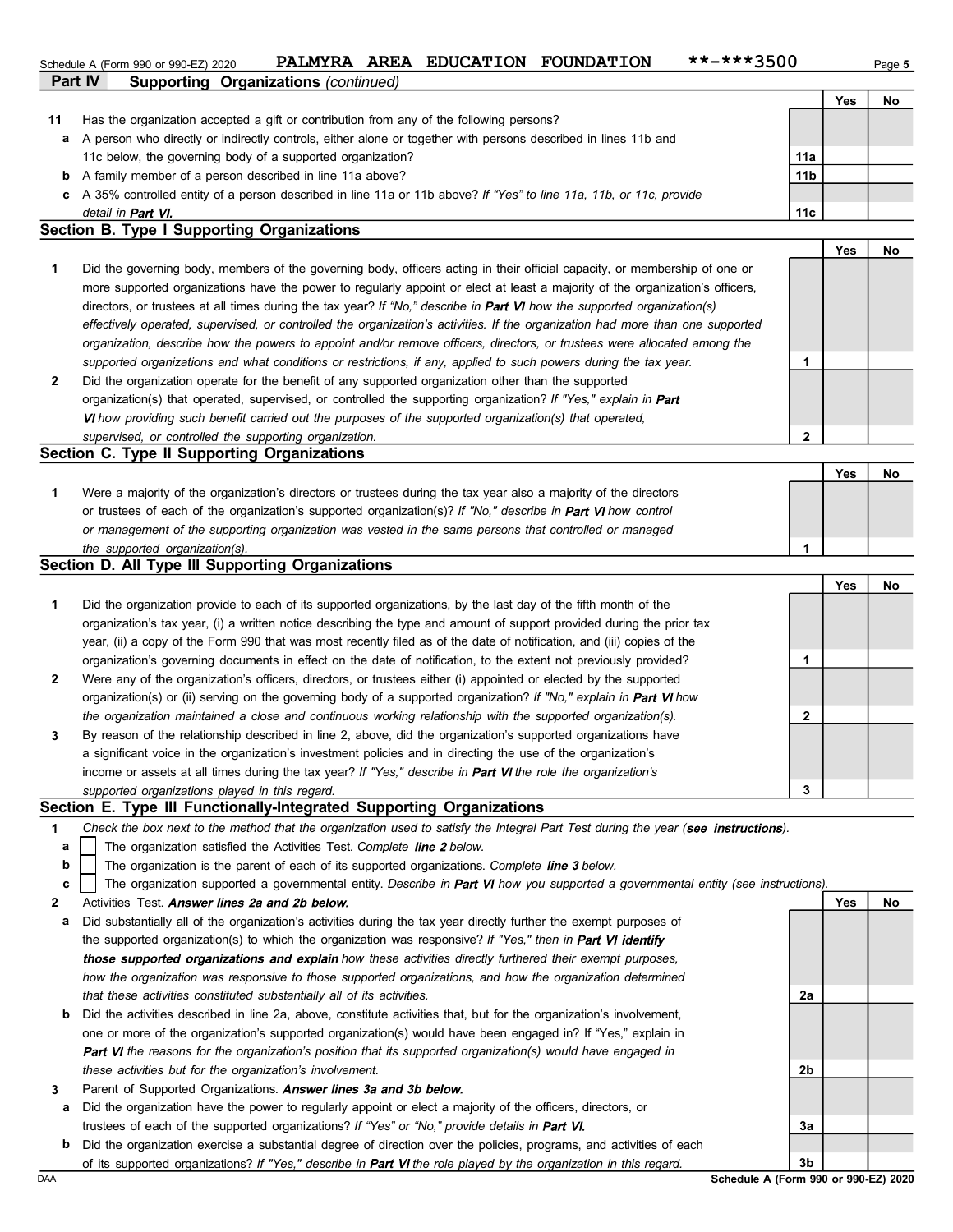Schedule A (Form 990 or 990-EZ) 2020 PALMYRA AREA EDUCATION FOUNDATION **-***3500

## Part IV Supporting Organizations *(continued)*

| | | | Yes | No |
|---|---|---|---|---|
| **11** | Has the organization accepted a gift or contribution from any of the following persons? | | | |
| **a** | A person who directly or indirectly controls, either alone or together with persons described in lines 11b and 11c below, the governing body of a supported organization? | 11a | | |
| **b** | A family member of a person described in line 11a above? | 11b | | |
| **c** | A 35% controlled entity of a person described in line 11a or 11b above? *If "Yes" to line 11a, 11b, or 11c, provide detail in **Part VI.*** | 11c | | |

### Section B. Type I Supporting Organizations

| | | | Yes | No |
|---|---|---|---|---|
| **1** | Did the governing body, members of the governing body, officers acting in their official capacity, or membership of one or more supported organizations have the power to regularly appoint or elect at least a majority of the organization's officers, directors, or trustees at all times during the tax year? *If "No," describe in **Part VI** how the supported organization(s) effectively operated, supervised, or controlled the organization's activities. If the organization had more than one supported organization, describe how the powers to appoint and/or remove officers, directors, or trustees were allocated among the supported organizations and what conditions or restrictions, if any, applied to such powers during the tax year.* | 1 | | |
| **2** | Did the organization operate for the benefit of any supported organization other than the supported organization(s) that operated, supervised, or controlled the supporting organization? *If "Yes," explain in **Part VI** how providing such benefit carried out the purposes of the supported organization(s) that operated, supervised, or controlled the supporting organization.* | 2 | | |

### Section C. Type II Supporting Organizations

| | | | Yes | No |
|---|---|---|---|---|
| **1** | Were a majority of the organization's directors or trustees during the tax year also a majority of the directors or trustees of each of the organization's supported organization(s)? *If "No," describe in **Part VI** how control or management of the supporting organization was vested in the same persons that controlled or managed the supported organization(s).* | 1 | | |

### Section D. All Type III Supporting Organizations

| | | | Yes | No |
|---|---|---|---|---|
| **1** | Did the organization provide to each of its supported organizations, by the last day of the fifth month of the organization's tax year, (i) a written notice describing the type and amount of support provided during the prior tax year, (ii) a copy of the Form 990 that was most recently filed as of the date of notification, and (iii) copies of the organization's governing documents in effect on the date of notification, to the extent not previously provided? | 1 | | |
| **2** | Were any of the organization's officers, directors, or trustees either (i) appointed or elected by the supported organization(s) or (ii) serving on the governing body of a supported organization? *If "No," explain in **Part VI** how the organization maintained a close and continuous working relationship with the supported organization(s).* | 2 | | |
| **3** | By reason of the relationship described in line 2, above, did the organization's supported organizations have a significant voice in the organization's investment policies and in directing the use of the organization's income or assets at all times during the tax year? *If "Yes," describe in **Part VI** the role the organization's supported organizations played in this regard.* | 3 | | |

### Section E. Type III Functionally-Integrated Supporting Organizations

**1** *Check the box next to the method that the organization used to satisfy the Integral Part Test during the year (**see instructions**).*

- **a** ☐ The organization satisfied the Activities Test. *Complete **line 2** below.*
- **b** ☐ The organization is the parent of each of its supported organizations. *Complete **line 3** below.*
- **c** ☐ The organization supported a governmental entity. *Describe in **Part VI** how you supported a governmental entity (see instructions).*

| | | | Yes | No |
|---|---|---|---|---|
| **2** | Activities Test. ***Answer lines 2a and 2b below.*** | | | |
| **a** | Did substantially all of the organization's activities during the tax year directly further the exempt purposes of the supported organization(s) to which the organization was responsive? *If "Yes," then in **Part VI identify those supported organizations and explain** how these activities directly furthered their exempt purposes, how the organization was responsive to those supported organizations, and how the organization determined that these activities constituted substantially all of its activities.* | 2a | | |
| **b** | Did the activities described in line 2a, above, constitute activities that, but for the organization's involvement, one or more of the organization's supported organization(s) would have been engaged in? If "Yes," explain in ***Part VI*** *the reasons for the organization's position that its supported organization(s) would have engaged in these activities but for the organization's involvement.* | 2b | | |
| **3** | Parent of Supported Organizations. ***Answer lines 3a and 3b below.*** | | | |
| **a** | Did the organization have the power to regularly appoint or elect a majority of the officers, directors, or trustees of each of the supported organizations? *If "Yes" or "No," provide details in **Part VI.*** | 3a | | |
| **b** | Did the organization exercise a substantial degree of direction over the policies, programs, and activities of each of its supported organizations? *If "Yes," describe in **Part VI** the role played by the organization in this regard.* | 3b | | |

DAA Schedule A (Form 990 or 990-EZ) 2020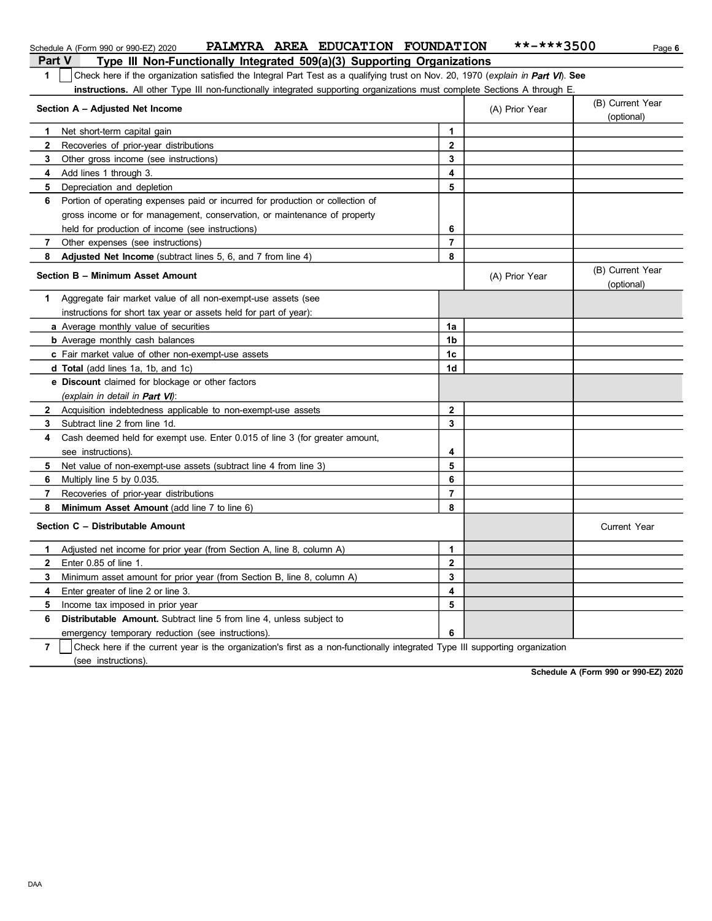Schedule A (Form 990 or 990-EZ) 2020 PALMYRA AREA EDUCATION FOUNDATION **-***3500

## Part V Type III Non-Functionally Integrated 509(a)(3) Supporting Organizations

**1** ☐ Check here if the organization satisfied the Integral Part Test as a qualifying trust on Nov. 20, 1970 (*explain in **Part VI***). **See instructions.** All other Type III non-functionally integrated supporting organizations must complete Sections A through E.

| Section A – Adjusted Net Income | | (A) Prior Year | (B) Current Year (optional) |
|---|---|---|---|
| **1** Net short-term capital gain | 1 | | |
| **2** Recoveries of prior-year distributions | 2 | | |
| **3** Other gross income (see instructions) | 3 | | |
| **4** Add lines 1 through 3. | 4 | | |
| **5** Depreciation and depletion | 5 | | |
| **6** Portion of operating expenses paid or incurred for production or collection of gross income or for management, conservation, or maintenance of property held for production of income (see instructions) | 6 | | |
| **7** Other expenses (see instructions) | 7 | | |
| **8** **Adjusted Net Income** (subtract lines 5, 6, and 7 from line 4) | 8 | | |

| Section B – Minimum Asset Amount | | (A) Prior Year | (B) Current Year (optional) |
|---|---|---|---|
| **1** Aggregate fair market value of all non-exempt-use assets (see instructions for short tax year or assets held for part of year): | | | |
| **a** Average monthly value of securities | 1a | | |
| **b** Average monthly cash balances | 1b | | |
| **c** Fair market value of other non-exempt-use assets | 1c | | |
| **d** **Total** (add lines 1a, 1b, and 1c) | 1d | | |
| **e** **Discount** claimed for blockage or other factors (*explain in detail in **Part VI***): | | | |
| **2** Acquisition indebtedness applicable to non-exempt-use assets | 2 | | |
| **3** Subtract line 2 from line 1d. | 3 | | |
| **4** Cash deemed held for exempt use. Enter 0.015 of line 3 (for greater amount, see instructions). | 4 | | |
| **5** Net value of non-exempt-use assets (subtract line 4 from line 3) | 5 | | |
| **6** Multiply line 5 by 0.035. | 6 | | |
| **7** Recoveries of prior-year distributions | 7 | | |
| **8** **Minimum Asset Amount** (add line 7 to line 6) | 8 | | |

| Section C – Distributable Amount | | | Current Year |
|---|---|---|---|
| **1** Adjusted net income for prior year (from Section A, line 8, column A) | 1 | | |
| **2** Enter 0.85 of line 1. | 2 | | |
| **3** Minimum asset amount for prior year (from Section B, line 8, column A) | 3 | | |
| **4** Enter greater of line 2 or line 3. | 4 | | |
| **5** Income tax imposed in prior year | 5 | | |
| **6** **Distributable Amount.** Subtract line 5 from line 4, unless subject to emergency temporary reduction (see instructions). | 6 | | |

**7** ☐ Check here if the current year is the organization's first as a non-functionally integrated Type III supporting organization (see instructions).

**Schedule A (Form 990 or 990-EZ) 2020**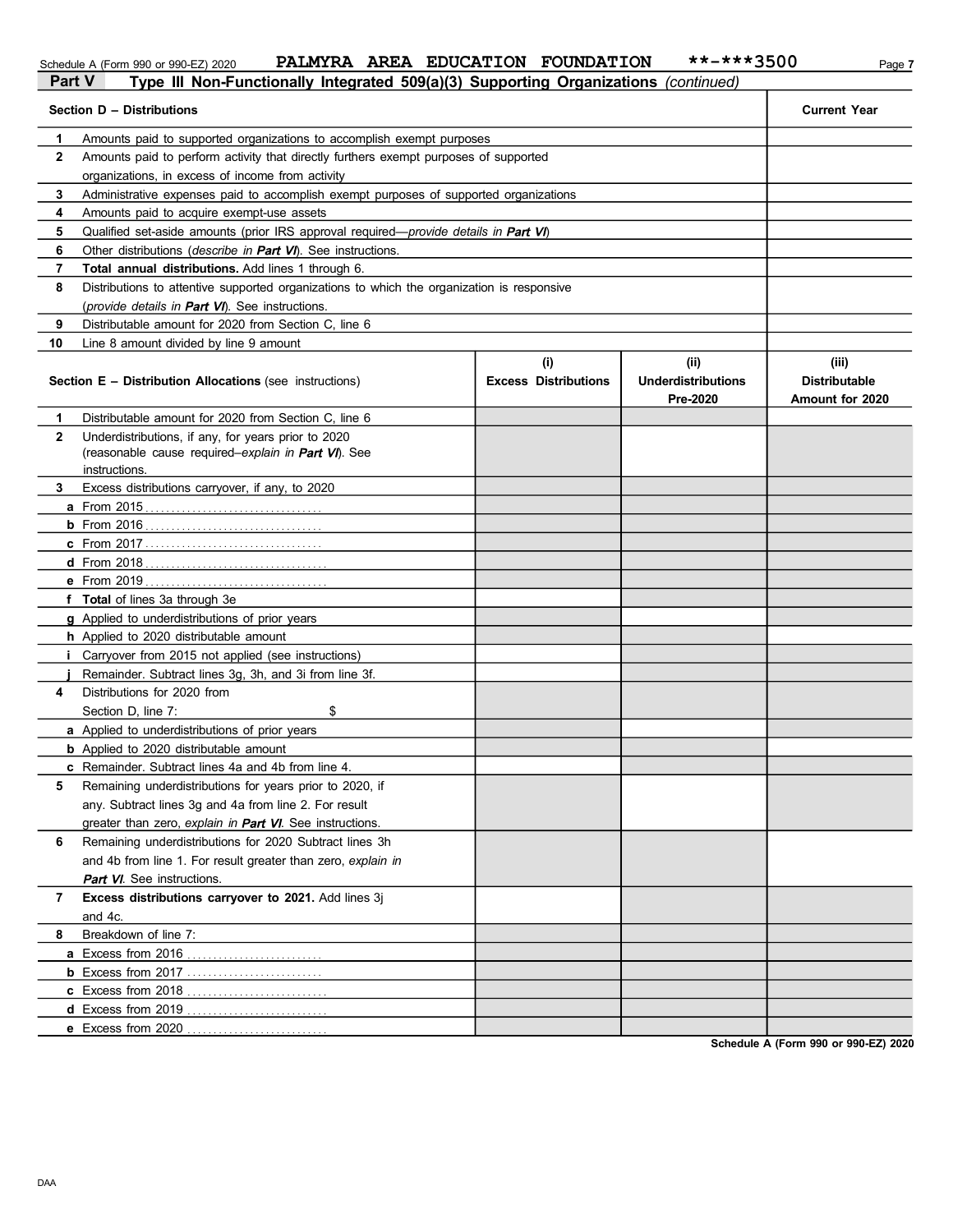Schedule A (Form 990 or 990-EZ) 2020 PALMYRA AREA EDUCATION FOUNDATION **-***3500

## Part V Type III Non-Functionally Integrated 509(a)(3) Supporting Organizations *(continued)*

| Section D – Distributions | | Current Year |
|---|---|---|
| 1 | Amounts paid to supported organizations to accomplish exempt purposes | |
| 2 | Amounts paid to perform activity that directly furthers exempt purposes of supported organizations, in excess of income from activity | |
| 3 | Administrative expenses paid to accomplish exempt purposes of supported organizations | |
| 4 | Amounts paid to acquire exempt-use assets | |
| 5 | Qualified set-aside amounts (prior IRS approval required—*provide details in **Part VI***) | |
| 6 | Other distributions (*describe in **Part VI***). See instructions. | |
| 7 | **Total annual distributions.** Add lines 1 through 6. | |
| 8 | Distributions to attentive supported organizations to which the organization is responsive (*provide details in **Part VI***). See instructions. | |
| 9 | Distributable amount for 2020 from Section C, line 6 | |
| 10 | Line 8 amount divided by line 9 amount | |

| Section E – Distribution Allocations (see instructions) | | (i) Excess Distributions | (ii) Underdistributions Pre-2020 | (iii) Distributable Amount for 2020 |
|---|---|---|---|---|
| 1 | Distributable amount for 2020 from Section C, line 6 | | | |
| 2 | Underdistributions, if any, for years prior to 2020 (reasonable cause required–*explain in **Part VI***). See instructions. | | | |
| 3 | Excess distributions carryover, if any, to 2020 | | | |
| a | From 2015 | | | |
| b | From 2016 | | | |
| c | From 2017 | | | |
| d | From 2018 | | | |
| e | From 2019 | | | |
| f | **Total** of lines 3a through 3e | | | |
| g | Applied to underdistributions of prior years | | | |
| h | Applied to 2020 distributable amount | | | |
| i | Carryover from 2015 not applied (see instructions) | | | |
| j | Remainder. Subtract lines 3g, 3h, and 3i from line 3f. | | | |
| 4 | Distributions for 2020 from Section D, line 7: $ | | | |
| a | Applied to underdistributions of prior years | | | |
| b | Applied to 2020 distributable amount | | | |
| c | Remainder. Subtract lines 4a and 4b from line 4. | | | |
| 5 | Remaining underdistributions for years prior to 2020, if any. Subtract lines 3g and 4a from line 2. For result greater than zero, *explain in **Part VI***. See instructions. | | | |
| 6 | Remaining underdistributions for 2020 Subtract lines 3h and 4b from line 1. For result greater than zero, *explain in **Part VI***. See instructions. | | | |
| 7 | **Excess distributions carryover to 2021.** Add lines 3j and 4c. | | | |
| 8 | Breakdown of line 7: | | | |
| a | Excess from 2016 | | | |
| b | Excess from 2017 | | | |
| c | Excess from 2018 | | | |
| d | Excess from 2019 | | | |
| e | Excess from 2020 | | | |

**Schedule A (Form 990 or 990-EZ) 2020**

DAA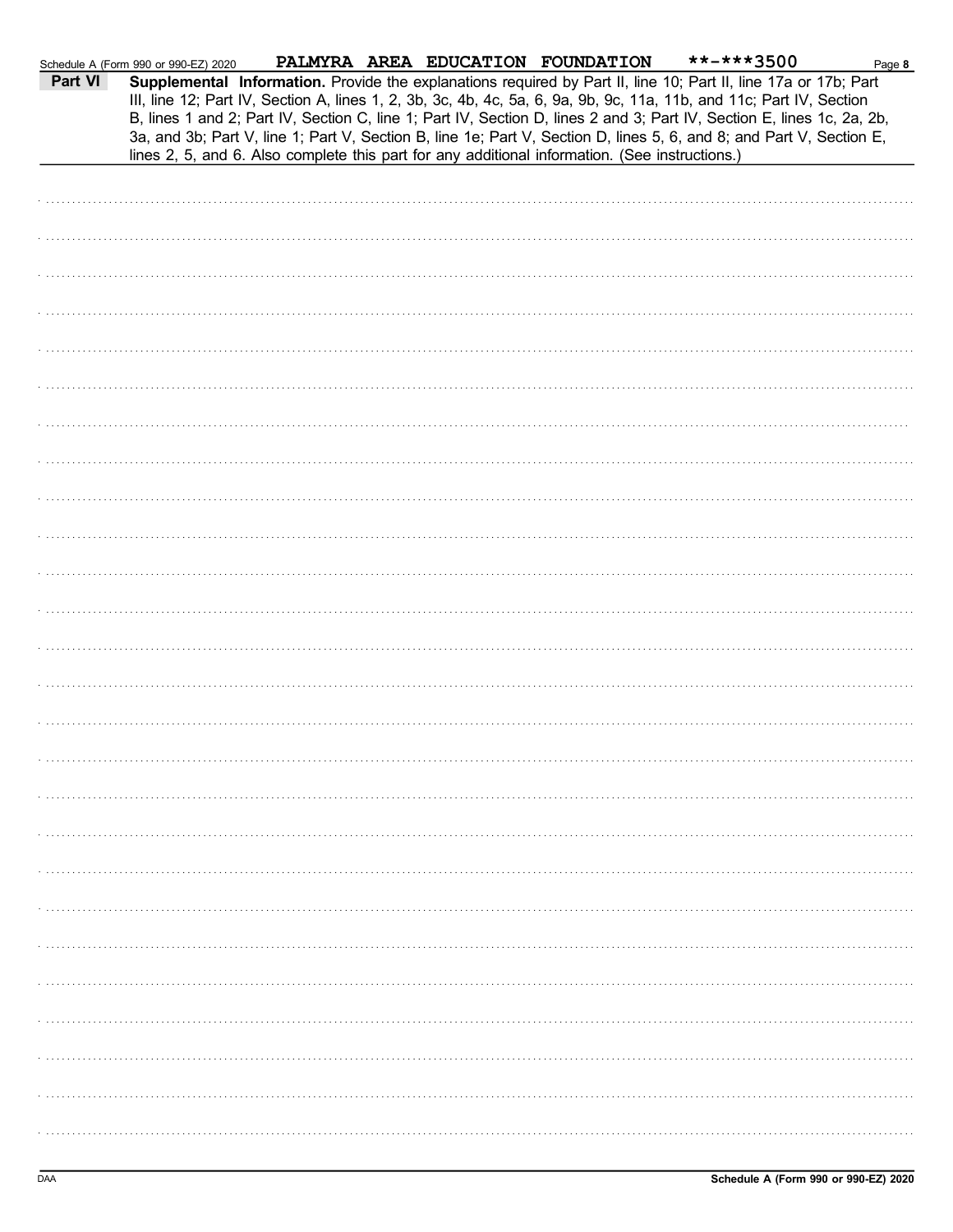Schedule A (Form 990 or 990-EZ) 2020 PALMYRA AREA EDUCATION FOUNDATION **-***3500

**Part VI** **Supplemental Information.** Provide the explanations required by Part II, line 10; Part II, line 17a or 17b; Part III, line 12; Part IV, Section A, lines 1, 2, 3b, 3c, 4b, 4c, 5a, 6, 9a, 9b, 9c, 11a, 11b, and 11c; Part IV, Section B, lines 1 and 2; Part IV, Section C, line 1; Part IV, Section D, lines 2 and 3; Part IV, Section E, lines 1c, 2a, 2b, 3a, and 3b; Part V, line 1; Part V, Section B, line 1e; Part V, Section D, lines 5, 6, and 8; and Part V, Section E, lines 2, 5, and 6. Also complete this part for any additional information. (See instructions.)

DAA

**Schedule A (Form 990 or 990-EZ) 2020**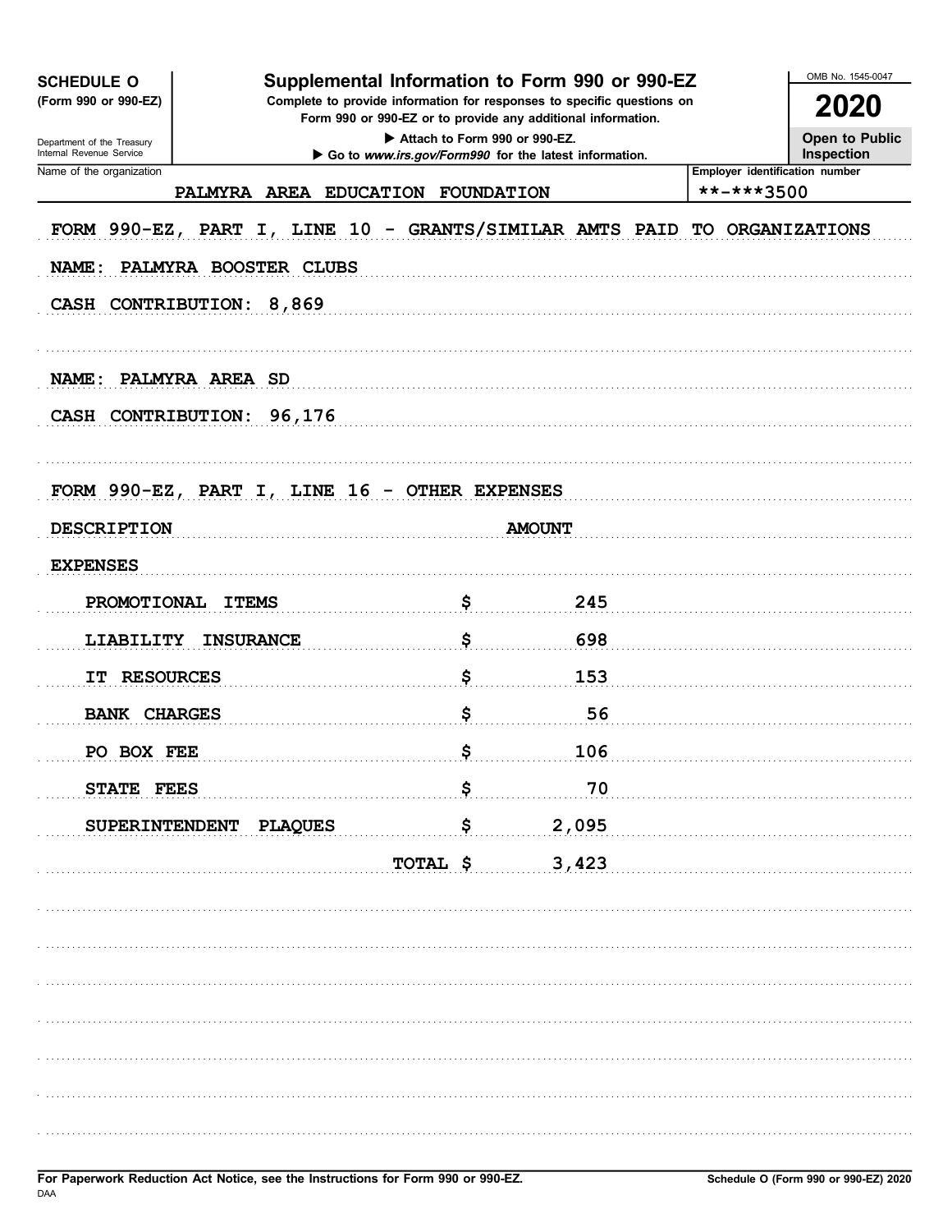**SCHEDULE O**
**(Form 990 or 990-EZ)**

Department of the Treasury
Internal Revenue Service

# Supplemental Information to Form 990 or 990-EZ

**Complete to provide information for responses to specific questions on Form 990 or 990-EZ or to provide any additional information.**

▶ Attach to Form 990 or 990-EZ.

▶ Go to *www.irs.gov/Form990* for the latest information.

OMB No. 1545-0047

**2020**

**Open to Public Inspection**

| Name of the organization | Employer identification number |
|---|---|
| PALMYRA AREA EDUCATION FOUNDATION | **-***3500 |

FORM 990-EZ, PART I, LINE 10 - GRANTS/SIMILAR AMTS PAID TO ORGANIZATIONS

NAME: PALMYRA BOOSTER CLUBS

CASH CONTRIBUTION: 8,869

NAME: PALMYRA AREA SD

CASH CONTRIBUTION: 96,176

FORM 990-EZ, PART I, LINE 16 - OTHER EXPENSES

| DESCRIPTION | AMOUNT |
|---|---|
| EXPENSES | |
| PROMOTIONAL ITEMS | $ 245 |
| LIABILITY INSURANCE | $ 698 |
| IT RESOURCES | $ 153 |
| BANK CHARGES | $ 56 |
| PO BOX FEE | $ 106 |
| STATE FEES | $ 70 |
| SUPERINTENDENT PLAQUES | $ 2,095 |
| TOTAL | $ 3,423 |

For Paperwork Reduction Act Notice, see the Instructions for Form 990 or 990-EZ.

DAA

Schedule O (Form 990 or 990-EZ) 2020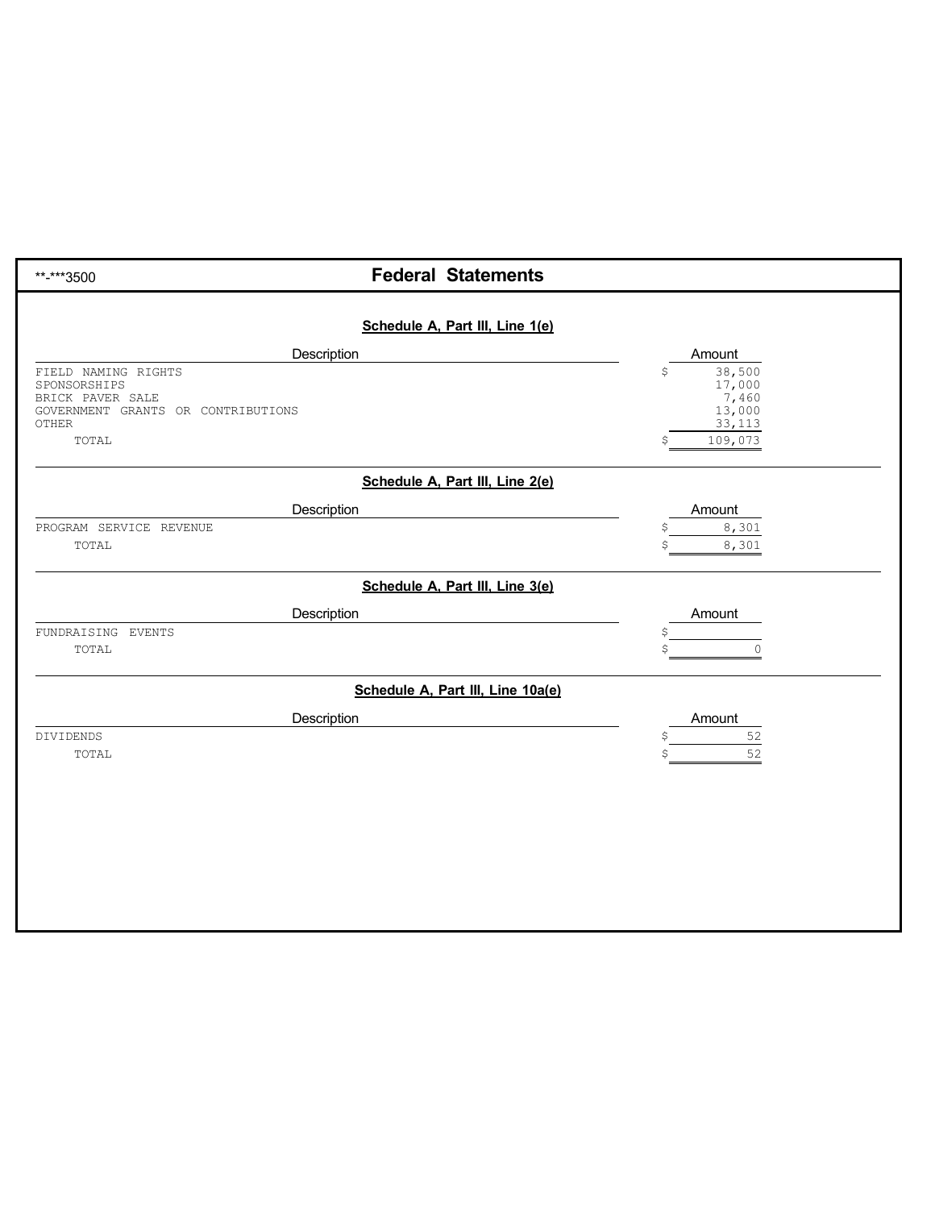**-***3500

# Federal Statements

## Schedule A, Part III, Line 1(e)

| Description | Amount |
|---|---|
| FIELD NAMING RIGHTS | $ 38,500 |
| SPONSORSHIPS | 17,000 |
| BRICK PAVER SALE | 7,460 |
| GOVERNMENT GRANTS OR CONTRIBUTIONS | 13,000 |
| OTHER | 33,113 |
| TOTAL | $ 109,073 |

## Schedule A, Part III, Line 2(e)

| Description | Amount |
|---|---|
| PROGRAM SERVICE REVENUE | $ 8,301 |
| TOTAL | $ 8,301 |

## Schedule A, Part III, Line 3(e)

| Description | Amount |
|---|---|
| FUNDRAISING EVENTS | $ |
| TOTAL | $ 0 |

## Schedule A, Part III, Line 10a(e)

| Description | Amount |
|---|---|
| DIVIDENDS | $ 52 |
| TOTAL | $ 52 |